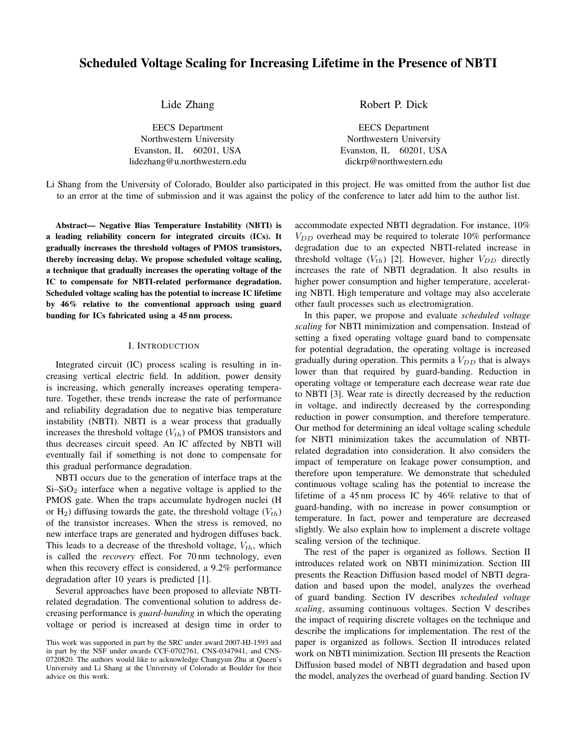# Scheduled Voltage Scaling for Increasing Lifetime in the Presence of NBTI

Lide Zhang
EECS Department
Northwestern University
Evanston, IL 60201, USA
lidezhang@u.northwestern.edu

Robert P. Dick
EECS Department
Northwestern University
Evanston, IL 60201, USA
dickrp@northwestern.edu

Li Shang from the University of Colorado, Boulder also participated in this project. He was omitted from the author list due to an error at the time of submission and it was against the policy of the conference to later add him to the author list.

***Abstract*— Negative Bias Temperature Instability (NBTI) is a leading reliability concern for integrated circuits (ICs). It gradually increases the threshold voltages of PMOS transistors, thereby increasing delay. We propose scheduled voltage scaling, a technique that gradually increases the operating voltage of the IC to compensate for NBTI-related performance degradation. Scheduled voltage scaling has the potential to increase IC lifetime by 46% relative to the conventional approach using guard banding for ICs fabricated using a 45 nm process.**

## I. Introduction

Integrated circuit (IC) process scaling is resulting in increasing vertical electric field. In addition, power density is increasing, which generally increases operating temperature. Together, these trends increase the rate of performance and reliability degradation due to negative bias temperature instability (NBTI). NBTI is a wear process that gradually increases the threshold voltage ($V_{th}$) of PMOS transistors and thus decreases circuit speed. An IC affected by NBTI will eventually fail if something is not done to compensate for this gradual performance degradation.

NBTI occurs due to the generation of interface traps at the Si–$SiO_2$ interface when a negative voltage is applied to the PMOS gate. When the traps accumulate hydrogen nuclei (H or $H_2$) diffusing towards the gate, the threshold voltage ($V_{th}$) of the transistor increases. When the stress is removed, no new interface traps are generated and hydrogen diffuses back. This leads to a decrease of the threshold voltage, $V_{th}$, which is called the *recovery* effect. For 70 nm technology, even when this recovery effect is considered, a 9.2% performance degradation after 10 years is predicted [1].

Several approaches have been proposed to alleviate NBTI-related degradation. The conventional solution to address decreasing performance is *guard-banding* in which the operating voltage or period is increased at design time in order to accommodate expected NBTI degradation. For instance, 10% $V_{DD}$ overhead may be required to tolerate 10% performance degradation due to an expected NBTI-related increase in threshold voltage ($V_{th}$) [2]. However, higher $V_{DD}$ directly increases the rate of NBTI degradation. It also results in higher power consumption and higher temperature, accelerating NBTI. High temperature and voltage may also accelerate other fault processes such as electromigration.

In this paper, we propose and evaluate *scheduled voltage scaling* for NBTI minimization and compensation. Instead of setting a fixed operating voltage guard band to compensate for potential degradation, the operating voltage is increased gradually during operation. This permits a $V_{DD}$ that is always lower than that required by guard-banding. Reduction in operating voltage or temperature each decrease wear rate due to NBTI [3]. Wear rate is directly decreased by the reduction in voltage, and indirectly decreased by the corresponding reduction in power consumption, and therefore temperature. Our method for determining an ideal voltage scaling schedule for NBTI minimization takes the accumulation of NBTI-related degradation into consideration. It also considers the impact of temperature on leakage power consumption, and therefore upon temperature. We demonstrate that scheduled continuous voltage scaling has the potential to increase the lifetime of a 45 nm process IC by 46% relative to that of guard-banding, with no increase in power consumption or temperature. In fact, power and temperature are decreased slightly. We also explain how to implement a discrete voltage scaling version of the technique.

The rest of the paper is organized as follows. Section II introduces related work on NBTI minimization. Section III presents the Reaction Diffusion based model of NBTI degradation and based upon the model, analyzes the overhead of guard banding. Section IV describes *scheduled voltage scaling*, assuming continuous voltages. Section V describes the impact of requiring discrete voltages on the technique and describe the implications for implementation. The rest of the paper is organized as follows. Section II introduces related work on NBTI minimization. Section III presents the Reaction Diffusion based model of NBTI degradation and based upon the model, analyzes the overhead of guard banding. Section IV

This work was supported in part by the SRC under award 2007-HJ-1593 and in part by the NSF under awards CCF-0702761, CNS-0347941, and CNS-0720820. The authors would like to acknowledge Changyun Zhu at Queen's University and Li Shang at the University of Colorado at Boulder for their advice on this work.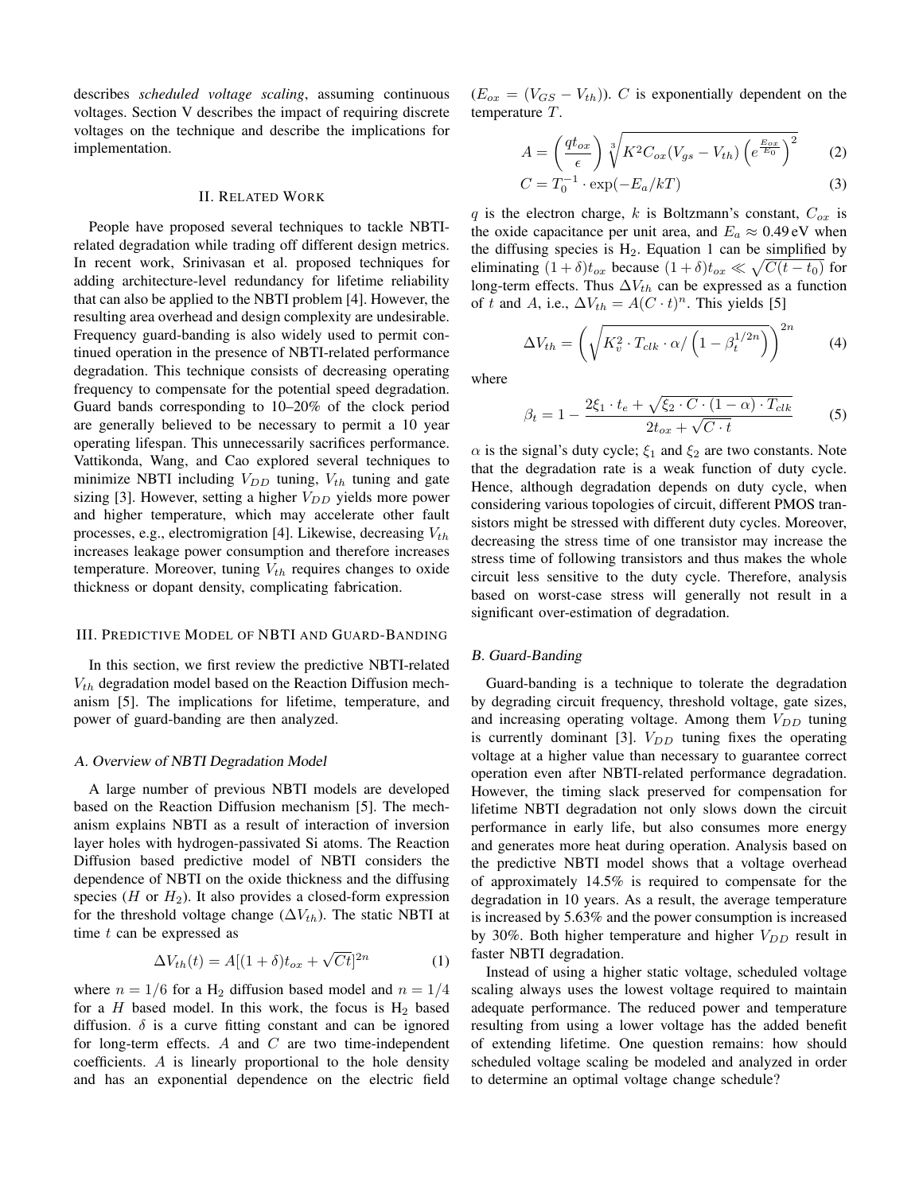describes *scheduled voltage scaling*, assuming continuous voltages. Section V describes the impact of requiring discrete voltages on the technique and describe the implications for implementation.

## II. Related Work

People have proposed several techniques to tackle NBTI-related degradation while trading off different design metrics. In recent work, Srinivasan et al. proposed techniques for adding architecture-level redundancy for lifetime reliability that can also be applied to the NBTI problem [4]. However, the resulting area overhead and design complexity are undesirable. Frequency guard-banding is also widely used to permit continued operation in the presence of NBTI-related performance degradation. This technique consists of decreasing operating frequency to compensate for the potential speed degradation. Guard bands corresponding to 10–20% of the clock period are generally believed to be necessary to permit a 10 year operating lifespan. This unnecessarily sacrifices performance. Vattikonda, Wang, and Cao explored several techniques to minimize NBTI including $V_{DD}$ tuning, $V_{th}$ tuning and gate sizing [3]. However, setting a higher $V_{DD}$ yields more power and higher temperature, which may accelerate other fault processes, e.g., electromigration [4]. Likewise, decreasing $V_{th}$ increases leakage power consumption and therefore increases temperature. Moreover, tuning $V_{th}$ requires changes to oxide thickness or dopant density, complicating fabrication.

## III. Predictive Model of NBTI and Guard-Banding

In this section, we first review the predictive NBTI-related $V_{th}$ degradation model based on the Reaction Diffusion mechanism [5]. The implications for lifetime, temperature, and power of guard-banding are then analyzed.

### A. Overview of NBTI Degradation Model

A large number of previous NBTI models are developed based on the Reaction Diffusion mechanism [5]. The mechanism explains NBTI as a result of interaction of inversion layer holes with hydrogen-passivated Si atoms. The Reaction Diffusion based predictive model of NBTI considers the dependence of NBTI on the oxide thickness and the diffusing species ($H$ or $H_2$). It also provides a closed-form expression for the threshold voltage change ($\Delta V_{th}$). The static NBTI at time $t$ can be expressed as

$$\Delta V_{th}(t) = A[(1+\delta)t_{ox} + \sqrt{Ct}]^{2n} \tag{1}$$

where $n = 1/6$ for a $H_2$ diffusion based model and $n = 1/4$ for a $H$ based model. In this work, the focus is $H_2$ based diffusion. $\delta$ is a curve fitting constant and can be ignored for long-term effects. $A$ and $C$ are two time-independent coefficients. $A$ is linearly proportional to the hole density and has an exponential dependence on the electric field ($E_{ox} = (V_{GS} - V_{th})$). $C$ is exponentially dependent on the temperature $T$.

$$A = \left(\frac{qt_{ox}}{\epsilon}\right)\sqrt[3]{K^2 C_{ox}(V_{gs} - V_{th})\left(e^{\frac{E_{ox}}{E_0}}\right)^2} \tag{2}$$

$$C = T_0^{-1} \cdot \exp(-E_a/kT) \tag{3}$$

$q$ is the electron charge, $k$ is Boltzmann's constant, $C_{ox}$ is the oxide capacitance per unit area, and $E_a \approx 0.49\,\text{eV}$ when the diffusing species is $H_2$. Equation 1 can be simplified by eliminating $(1+\delta)t_{ox}$ because $(1+\delta)t_{ox} \ll \sqrt{C(t-t_0)}$ for long-term effects. Thus $\Delta V_{th}$ can be expressed as a function of $t$ and $A$, i.e., $\Delta V_{th} = A(C \cdot t)^n$. This yields [5]

$$\Delta V_{th} = \left(\sqrt{K_v^2 \cdot T_{clk} \cdot \alpha / \left(1 - \beta_t^{1/2n}\right)}\right)^{2n} \tag{4}$$

where

$$\beta_t = 1 - \frac{2\xi_1 \cdot t_e + \sqrt{\xi_2 \cdot C \cdot (1-\alpha) \cdot T_{clk}}}{2t_{ox} + \sqrt{C \cdot t}} \tag{5}$$

$\alpha$ is the signal's duty cycle; $\xi_1$ and $\xi_2$ are two constants. Note that the degradation rate is a weak function of duty cycle. Hence, although degradation depends on duty cycle, when considering various topologies of circuit, different PMOS transistors might be stressed with different duty cycles. Moreover, decreasing the stress time of one transistor may increase the stress time of following transistors and thus makes the whole circuit less sensitive to the duty cycle. Therefore, analysis based on worst-case stress will generally not result in a significant over-estimation of degradation.

### B. Guard-Banding

Guard-banding is a technique to tolerate the degradation by degrading circuit frequency, threshold voltage, gate sizes, and increasing operating voltage. Among them $V_{DD}$ tuning is currently dominant [3]. $V_{DD}$ tuning fixes the operating voltage at a higher value than necessary to guarantee correct operation even after NBTI-related performance degradation. However, the timing slack preserved for compensation for lifetime NBTI degradation not only slows down the circuit performance in early life, but also consumes more energy and generates more heat during operation. Analysis based on the predictive NBTI model shows that a voltage overhead of approximately 14.5% is required to compensate for the degradation in 10 years. As a result, the average temperature is increased by 5.63% and the power consumption is increased by 30%. Both higher temperature and higher $V_{DD}$ result in faster NBTI degradation.

Instead of using a higher static voltage, scheduled voltage scaling always uses the lowest voltage required to maintain adequate performance. The reduced power and temperature resulting from using a lower voltage has the added benefit of extending lifetime. One question remains: how should scheduled voltage scaling be modeled and analyzed in order to determine an optimal voltage change schedule?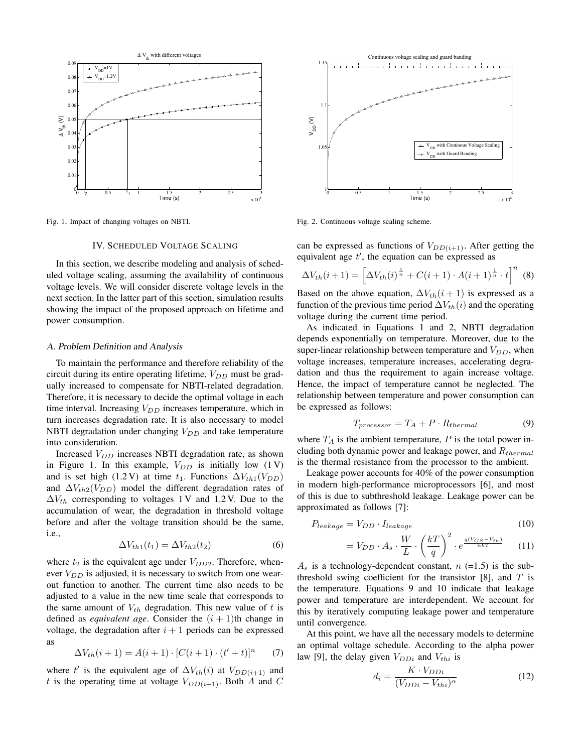Fig. 1. Impact of changing voltages on NBTI.

Fig. 2. Continuous voltage scaling scheme.

## IV. Scheduled Voltage Scaling

In this section, we describe modeling and analysis of scheduled voltage scaling, assuming the availability of continuous voltage levels. We will consider discrete voltage levels in the next section. In the latter part of this section, simulation results showing the impact of the proposed approach on lifetime and power consumption.

### A. Problem Definition and Analysis

To maintain the performance and therefore reliability of the circuit during its entire operating lifetime, $V_{DD}$ must be gradually increased to compensate for NBTI-related degradation. Therefore, it is necessary to decide the optimal voltage in each time interval. Increasing $V_{DD}$ increases temperature, which in turn increases degradation rate. It is also necessary to model NBTI degradation under changing $V_{DD}$ and take temperature into consideration.

Increased $V_{DD}$ increases NBTI degradation rate, as shown in Figure 1. In this example, $V_{DD}$ is initially low (1 V) and is set high (1.2 V) at time $t_1$. Functions $\Delta V_{th1}(V_{DD})$ and $\Delta V_{th2}(V_{DD})$ model the different degradation rates of $\Delta V_{th}$ corresponding to voltages 1 V and 1.2 V. Due to the accumulation of wear, the degradation in threshold voltage before and after the voltage transition should be the same, i.e.,

$$\Delta V_{th1}(t_1) = \Delta V_{th2}(t_2) \tag{6}$$

where $t_2$ is the equivalent age under $V_{DD2}$. Therefore, whenever $V_{DD}$ is adjusted, it is necessary to switch from one wear-out function to another. The current time also needs to be adjusted to a value in the new time scale that corresponds to the same amount of $V_{th}$ degradation. This new value of $t$ is defined as *equivalent age*. Consider the $(i+1)$th change in voltage, the degradation after $i+1$ periods can be expressed as

$$\Delta V_{th}(i+1) = A(i+1) \cdot [C(i+1) \cdot (t' + t)]^n \tag{7}$$

where $t'$ is the equivalent age of $\Delta V_{th}(i)$ at $V_{DD(i+1)}$ and $t$ is the operating time at voltage $V_{DD(i+1)}$. Both $A$ and $C$ can be expressed as functions of $V_{DD(i+1)}$. After getting the equivalent age $t'$, the equation can be expressed as

$$\Delta V_{th}(i+1) = \left[\Delta V_{th}(i)^{\frac{1}{n}} + C(i+1) \cdot A(i+1)^{\frac{1}{n}} \cdot t\right]^n \tag{8}$$

Based on the above equation, $\Delta V_{th}(i+1)$ is expressed as a function of the previous time period $\Delta V_{th}(i)$ and the operating voltage during the current time period.

As indicated in Equations 1 and 2, NBTI degradation depends exponentially on temperature. Moreover, due to the super-linear relationship between temperature and $V_{DD}$, when voltage increases, temperature increases, accelerating degradation and thus the requirement to again increase voltage. Hence, the impact of temperature cannot be neglected. The relationship between temperature and power consumption can be expressed as follows:

$$T_{processor} = T_A + P \cdot R_{thermal} \tag{9}$$

where $T_A$ is the ambient temperature, $P$ is the total power including both dynamic power and leakage power, and $R_{thermal}$ is the thermal resistance from the processor to the ambient.

Leakage power accounts for 40% of the power consumption in modern high-performance microprocessors [6], and most of this is due to subthreshold leakage. Leakage power can be approximated as follows [7]:

$$P_{leakage} = V_{DD} \cdot I_{leakage} \tag{10}$$

$$= V_{DD} \cdot A_s \cdot \frac{W}{L} \cdot \left(\frac{kT}{q}\right)^2 \cdot e^{\frac{q(V_{GS}-V_{th})}{nkT}} \tag{11}$$

$A_s$ is a technology-dependent constant, $n$ (=1.5) is the subthreshold swing coefficient for the transistor [8], and $T$ is the temperature. Equations 9 and 10 indicate that leakage power and temperature are interdependent. We account for this by iteratively computing leakage power and temperature until convergence.

At this point, we have all the necessary models to determine an optimal voltage schedule. According to the alpha power law [9], the delay given $V_{DDi}$ and $V_{thi}$ is

$$d_i = \frac{K \cdot V_{DDi}}{(V_{DDi} - V_{thi})^{\alpha}} \tag{12}$$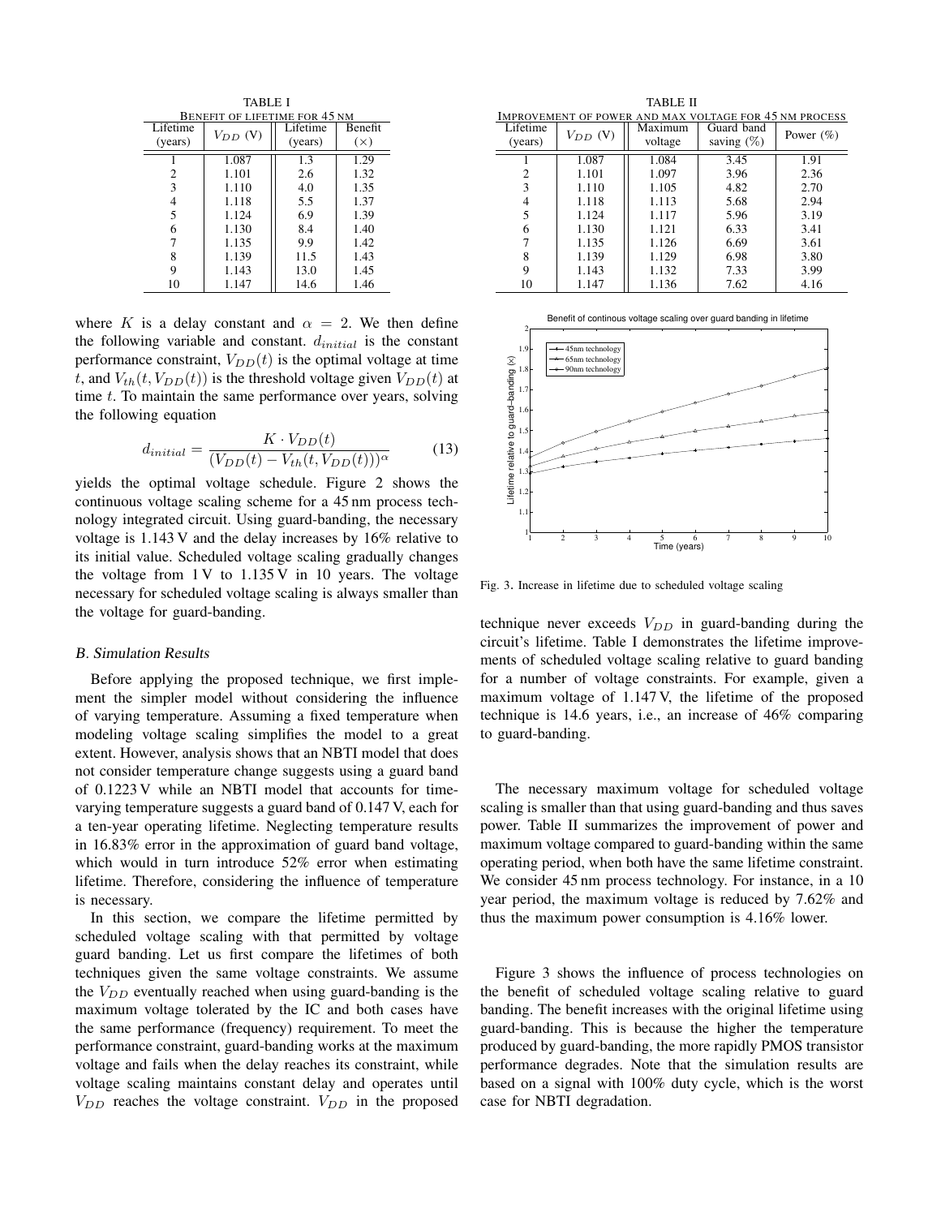TABLE I

Benefit of lifetime for 45 nm

| Lifetime (years) | $V_{DD}$ (V) | Lifetime (years) | Benefit (×) |
|---|---|---|---|
| 1 | 1.087 | 1.3 | 1.29 |
| 2 | 1.101 | 2.6 | 1.32 |
| 3 | 1.110 | 4.0 | 1.35 |
| 4 | 1.118 | 5.5 | 1.37 |
| 5 | 1.124 | 6.9 | 1.39 |
| 6 | 1.130 | 8.4 | 1.40 |
| 7 | 1.135 | 9.9 | 1.42 |
| 8 | 1.139 | 11.5 | 1.43 |
| 9 | 1.143 | 13.0 | 1.45 |
| 10 | 1.147 | 14.6 | 1.46 |

where $K$ is a delay constant and $\alpha = 2$. We then define the following variable and constant. $d_{initial}$ is the constant performance constraint, $V_{DD}(t)$ is the optimal voltage at time $t$, and $V_{th}(t, V_{DD}(t))$ is the threshold voltage given $V_{DD}(t)$ at time $t$. To maintain the same performance over years, solving the following equation

$$d_{initial} = \frac{K \cdot V_{DD}(t)}{(V_{DD}(t) - V_{th}(t, V_{DD}(t)))^{\alpha}} \tag{13}$$

yields the optimal voltage schedule. Figure 2 shows the continuous voltage scaling scheme for a 45 nm process technology integrated circuit. Using guard-banding, the necessary voltage is 1.143 V and the delay increases by 16% relative to its initial value. Scheduled voltage scaling gradually changes the voltage from 1 V to 1.135 V in 10 years. The voltage necessary for scheduled voltage scaling is always smaller than the voltage for guard-banding.

### B. Simulation Results

Before applying the proposed technique, we first implement the simpler model without considering the influence of varying temperature. Assuming a fixed temperature when modeling voltage scaling simplifies the model to a great extent. However, analysis shows that an NBTI model that does not consider temperature change suggests using a guard band of 0.1223 V while an NBTI model that accounts for time-varying temperature suggests a guard band of 0.147 V, each for a ten-year operating lifetime. Neglecting temperature results in 16.83% error in the approximation of guard band voltage, which would in turn introduce 52% error when estimating lifetime. Therefore, considering the influence of temperature is necessary.

In this section, we compare the lifetime permitted by scheduled voltage scaling with that permitted by voltage guard banding. Let us first compare the lifetimes of both techniques given the same voltage constraints. We assume the $V_{DD}$ eventually reached when using guard-banding is the maximum voltage tolerated by the IC and both cases have the same performance (frequency) requirement. To meet the performance constraint, guard-banding works at the maximum voltage and fails when the delay reaches its constraint, while voltage scaling maintains constant delay and operates until $V_{DD}$ reaches the voltage constraint. $V_{DD}$ in the proposed technique never exceeds $V_{DD}$ in guard-banding during the circuit's lifetime. Table I demonstrates the lifetime improvements of scheduled voltage scaling relative to guard banding for a number of voltage constraints. For example, given a maximum voltage of 1.147 V, the lifetime of the proposed technique is 14.6 years, i.e., an increase of 46% comparing to guard-banding.

TABLE II

Improvement of power and max voltage for 45 nm process

| Lifetime (years) | $V_{DD}$ (V) | Maximum voltage | Guard band saving (%) | Power (%) |
|---|---|---|---|---|
| 1 | 1.087 | 1.084 | 3.45 | 1.91 |
| 2 | 1.101 | 1.097 | 3.96 | 2.36 |
| 3 | 1.110 | 1.105 | 4.82 | 2.70 |
| 4 | 1.118 | 1.113 | 5.68 | 2.94 |
| 5 | 1.124 | 1.117 | 5.96 | 3.19 |
| 6 | 1.130 | 1.121 | 6.33 | 3.41 |
| 7 | 1.135 | 1.126 | 6.69 | 3.61 |
| 8 | 1.139 | 1.129 | 6.98 | 3.80 |
| 9 | 1.143 | 1.132 | 7.33 | 3.99 |
| 10 | 1.147 | 1.136 | 7.62 | 4.16 |

Fig. 3. Increase in lifetime due to scheduled voltage scaling

The necessary maximum voltage for scheduled voltage scaling is smaller than that using guard-banding and thus saves power. Table II summarizes the improvement of power and maximum voltage compared to guard-banding within the same operating period, when both have the same lifetime constraint. We consider 45 nm process technology. For instance, in a 10 year period, the maximum voltage is reduced by 7.62% and thus the maximum power consumption is 4.16% lower.

Figure 3 shows the influence of process technologies on the benefit of scheduled voltage scaling relative to guard banding. The benefit increases with the original lifetime using guard-banding. This is because the higher the temperature produced by guard-banding, the more rapidly PMOS transistor performance degrades. Note that the simulation results are based on a signal with 100% duty cycle, which is the worst case for NBTI degradation.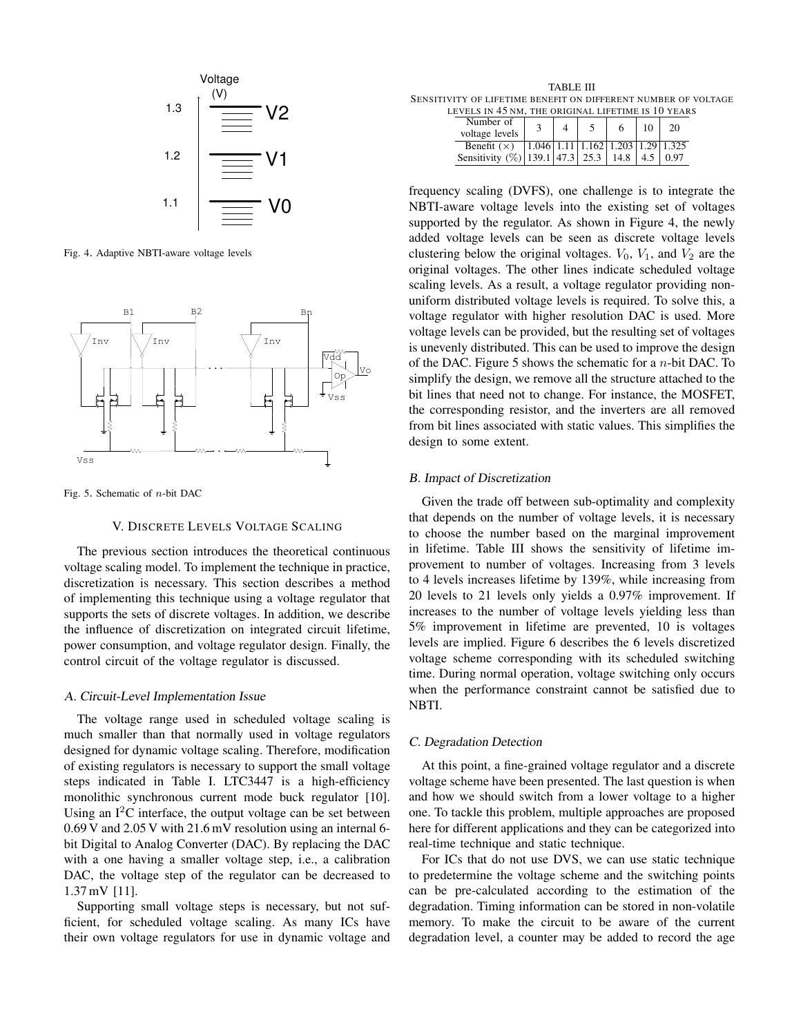Fig. 4. Adaptive NBTI-aware voltage levels

Fig. 5. Schematic of $n$-bit DAC

## V. Discrete Levels Voltage Scaling

The previous section introduces the theoretical continuous voltage scaling model. To implement the technique in practice, discretization is necessary. This section describes a method of implementing this technique using a voltage regulator that supports the sets of discrete voltages. In addition, we describe the influence of discretization on integrated circuit lifetime, power consumption, and voltage regulator design. Finally, the control circuit of the voltage regulator is discussed.

### A. Circuit-Level Implementation Issue

The voltage range used in scheduled voltage scaling is much smaller than that normally used in voltage regulators designed for dynamic voltage scaling. Therefore, modification of existing regulators is necessary to support the small voltage steps indicated in Table I. LTC3447 is a high-efficiency monolithic synchronous current mode buck regulator [10]. Using an I$^2$C interface, the output voltage can be set between 0.69 V and 2.05 V with 21.6 mV resolution using an internal 6-bit Digital to Analog Converter (DAC). By replacing the DAC with a one having a smaller voltage step, i.e., a calibration DAC, the voltage step of the regulator can be decreased to 1.37 mV [11].

Supporting small voltage steps is necessary, but not sufficient, for scheduled voltage scaling. As many ICs have their own voltage regulators for use in dynamic voltage and frequency scaling (DVFS), one challenge is to integrate the NBTI-aware voltage levels into the existing set of voltages supported by the regulator. As shown in Figure 4, the newly added voltage levels can be seen as discrete voltage levels clustering below the original voltages. $V_0$, $V_1$, and $V_2$ are the original voltages. The other lines indicate scheduled voltage scaling levels. As a result, a voltage regulator providing non-uniform distributed voltage levels is required. To solve this, a voltage regulator with higher resolution DAC is used. More voltage levels can be provided, but the resulting set of voltages is unevenly distributed. This can be used to improve the design of the DAC. Figure 5 shows the schematic for a $n$-bit DAC. To simplify the design, we remove all the structure attached to the bit lines that need not to change. For instance, the MOSFET, the corresponding resistor, and the inverters are all removed from bit lines associated with static values. This simplifies the design to some extent.

TABLE III
Sensitivity of lifetime benefit on different number of voltage levels in 45 nm, the original lifetime is 10 years

| Number of voltage levels | 3 | 4 | 5 | 6 | 10 | 20 |
|---|---|---|---|---|---|---|
| Benefit (×) | 1.046 | 1.11 | 1.162 | 1.203 | 1.29 | 1.325 |
| Sensitivity (%) | 139.1 | 47.3 | 25.3 | 14.8 | 4.5 | 0.97 |

### B. Impact of Discretization

Given the trade off between sub-optimality and complexity that depends on the number of voltage levels, it is necessary to choose the number based on the marginal improvement in lifetime. Table III shows the sensitivity of lifetime improvement to number of voltages. Increasing from 3 levels to 4 levels increases lifetime by 139%, while increasing from 20 levels to 21 levels only yields a 0.97% improvement. If increases to the number of voltage levels yielding less than 5% improvement in lifetime are prevented, 10 is voltages levels are implied. Figure 6 describes the 6 levels discretized voltage scheme corresponding with its scheduled switching time. During normal operation, voltage switching only occurs when the performance constraint cannot be satisfied due to NBTI.

### C. Degradation Detection

At this point, a fine-grained voltage regulator and a discrete voltage scheme have been presented. The last question is when and how we should switch from a lower voltage to a higher one. To tackle this problem, multiple approaches are proposed here for different applications and they can be categorized into real-time technique and static technique.

For ICs that do not use DVS, we can use static technique to predetermine the voltage scheme and the switching points can be pre-calculated according to the estimation of the degradation. Timing information can be stored in non-volatile memory. To make the circuit to be aware of the current degradation level, a counter may be added to record the age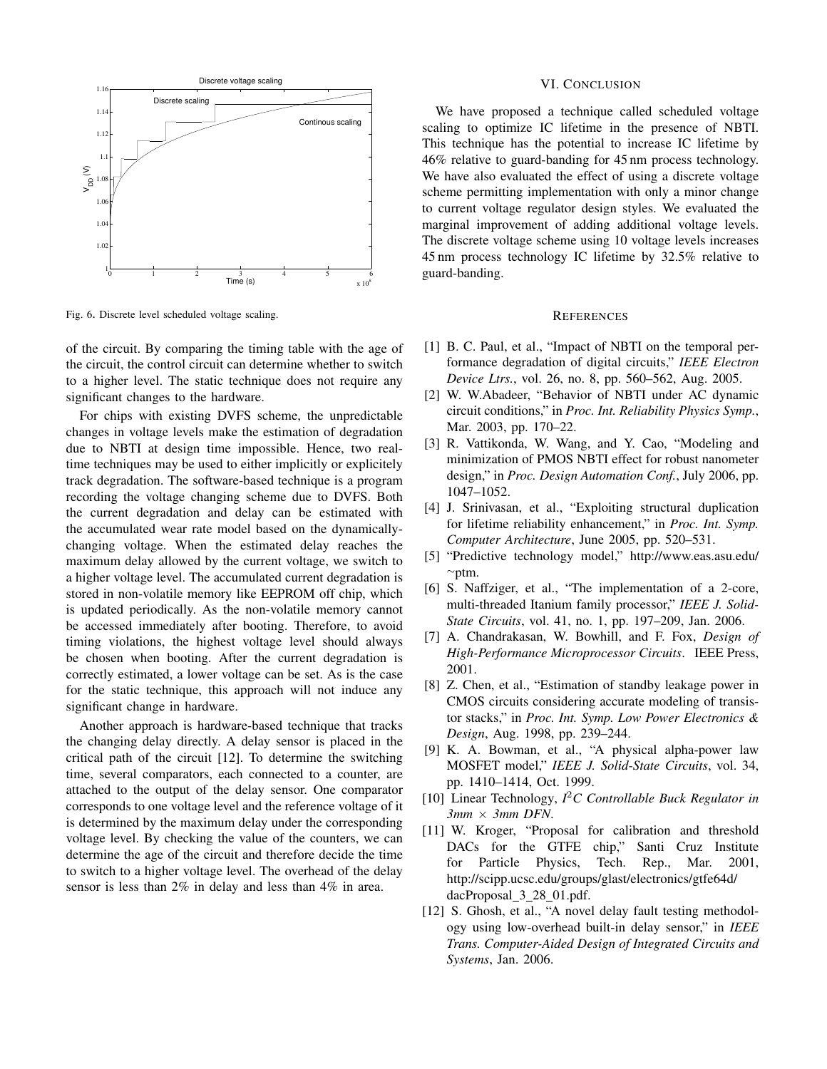Discrete voltage scaling

Discrete scaling

Continous scaling

$V_{DD}$ (V)

Time (s)

x 10^8

1.16
1.14
1.12
1.1
1.08
1.06
1.04
1.02
1

0 1 2 3 4 5 6

Fig. 6. Discrete level scheduled voltage scaling.

of the circuit. By comparing the timing table with the age of the circuit, the control circuit can determine whether to switch to a higher level. The static technique does not require any significant changes to the hardware.

For chips with existing DVFS scheme, the unpredictable changes in voltage levels make the estimation of degradation due to NBTI at design time impossible. Hence, two real-time techniques may be used to either implicitly or explicitely track degradation. The software-based technique is a program recording the voltage changing scheme due to DVFS. Both the current degradation and delay can be estimated with the accumulated wear rate model based on the dynamically-changing voltage. When the estimated delay reaches the maximum delay allowed by the current voltage, we switch to a higher voltage level. The accumulated current degradation is stored in non-volatile memory like EEPROM off chip, which is updated periodically. As the non-volatile memory cannot be accessed immediately after booting. Therefore, to avoid timing violations, the highest voltage level should always be chosen when booting. After the current degradation is correctly estimated, a lower voltage can be set. As is the case for the static technique, this approach will not induce any significant change in hardware.

Another approach is hardware-based technique that tracks the changing delay directly. A delay sensor is placed in the critical path of the circuit [12]. To determine the switching time, several comparators, each connected to a counter, are attached to the output of the delay sensor. One comparator corresponds to one voltage level and the reference voltage of it is determined by the maximum delay under the corresponding voltage level. By checking the value of the counters, we can determine the age of the circuit and therefore decide the time to switch to a higher voltage level. The overhead of the delay sensor is less than 2% in delay and less than 4% in area.

## VI. Conclusion

We have proposed a technique called scheduled voltage scaling to optimize IC lifetime in the presence of NBTI. This technique has the potential to increase IC lifetime by 46% relative to guard-banding for 45 nm process technology. We have also evaluated the effect of using a discrete voltage scheme permitting implementation with only a minor change to current voltage regulator design styles. We evaluated the marginal improvement of adding additional voltage levels. The discrete voltage scheme using 10 voltage levels increases 45 nm process technology IC lifetime by 32.5% relative to guard-banding.

## References

[1] B. C. Paul, et al., "Impact of NBTI on the temporal performance degradation of digital circuits," *IEEE Electron Device Ltrs.*, vol. 26, no. 8, pp. 560–562, Aug. 2005.

[2] W. W.Abadeer, "Behavior of NBTI under AC dynamic circuit conditions," in *Proc. Int. Reliability Physics Symp.*, Mar. 2003, pp. 170–22.

[3] R. Vattikonda, W. Wang, and Y. Cao, "Modeling and minimization of PMOS NBTI effect for robust nanometer design," in *Proc. Design Automation Conf.*, July 2006, pp. 1047–1052.

[4] J. Srinivasan, et al., "Exploiting structural duplication for lifetime reliability enhancement," in *Proc. Int. Symp. Computer Architecture*, June 2005, pp. 520–531.

[5] "Predictive technology model," http://www.eas.asu.edu/~ptm.

[6] S. Naffziger, et al., "The implementation of a 2-core, multi-threaded Itanium family processor," *IEEE J. Solid-State Circuits*, vol. 41, no. 1, pp. 197–209, Jan. 2006.

[7] A. Chandrakasan, W. Bowhill, and F. Fox, *Design of High-Performance Microprocessor Circuits*. IEEE Press, 2001.

[8] Z. Chen, et al., "Estimation of standby leakage power in CMOS circuits considering accurate modeling of transistor stacks," in *Proc. Int. Symp. Low Power Electronics & Design*, Aug. 1998, pp. 239–244.

[9] K. A. Bowman, et al., "A physical alpha-power law MOSFET model," *IEEE J. Solid-State Circuits*, vol. 34, pp. 1410–1414, Oct. 1999.

[10] Linear Technology, *$I^2C$ Controllable Buck Regulator in 3mm × 3mm DFN*.

[11] W. Kroger, "Proposal for calibration and threshold DACs for the GTFE chip," Santi Cruz Institute for Particle Physics, Tech. Rep., Mar. 2001, http://scipp.ucsc.edu/groups/glast/electronics/gtfe64d/dacProposal_3_28_01.pdf.

[12] S. Ghosh, et al., "A novel delay fault testing methodology using low-overhead built-in delay sensor," in *IEEE Trans. Computer-Aided Design of Integrated Circuits and Systems*, Jan. 2006.